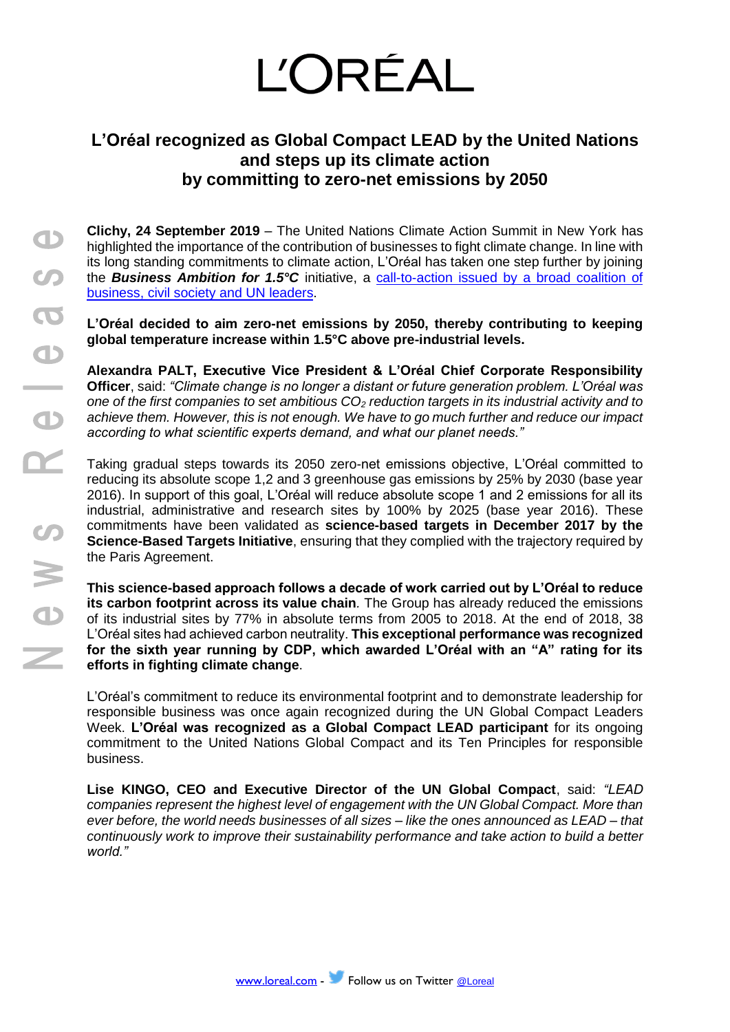L'ORÉAL

# L'Oréal recognized as Global Compact LEAD by the United Nations and steps up its climate action by committing to zero-net emissions by 2050

**Clichy, 24 September 2019** – The United Nations Climate Action Summit in New York has highlighted the importance of the contribution of businesses to fight climate change. In line with its long standing commitments to climate action, L'Oréal has taken one step further by joining the ***Business Ambition for 1.5°C*** initiative, a call-to-action issued by a broad coalition of business, civil society and UN leaders.

**L'Oréal decided to aim zero-net emissions by 2050, thereby contributing to keeping global temperature increase within 1.5°C above pre-industrial levels.**

**Alexandra PALT, Executive Vice President & L'Oréal Chief Corporate Responsibility Officer**, said: *"Climate change is no longer a distant or future generation problem. L'Oréal was one of the first companies to set ambitious* $CO_2$ *reduction targets in its industrial activity and to achieve them. However, this is not enough. We have to go much further and reduce our impact according to what scientific experts demand, and what our planet needs."*

Taking gradual steps towards its 2050 zero-net emissions objective, L'Oréal committed to reducing its absolute scope 1,2 and 3 greenhouse gas emissions by 25% by 2030 (base year 2016). In support of this goal, L'Oréal will reduce absolute scope 1 and 2 emissions for all its industrial, administrative and research sites by 100% by 2025 (base year 2016). These commitments have been validated as **science-based targets in December 2017 by the Science-Based Targets Initiative**, ensuring that they complied with the trajectory required by the Paris Agreement.

**This science-based approach follows a decade of work carried out by L'Oréal to reduce its carbon footprint across its value chain***.* The Group has already reduced the emissions of its industrial sites by 77% in absolute terms from 2005 to 2018. At the end of 2018, 38 L'Oréal sites had achieved carbon neutrality. **This exceptional performance was recognized for the sixth year running by CDP, which awarded L'Oréal with an "A" rating for its efforts in fighting climate change**.

L'Oréal's commitment to reduce its environmental footprint and to demonstrate leadership for responsible business was once again recognized during the UN Global Compact Leaders Week. **L'Oréal was recognized as a Global Compact LEAD participant** for its ongoing commitment to the United Nations Global Compact and its Ten Principles for responsible business.

**Lise KINGO, CEO and Executive Director of the UN Global Compact**, said: *"LEAD companies represent the highest level of engagement with the UN Global Compact. More than ever before, the world needs businesses of all sizes – like the ones announced as LEAD – that continuously work to improve their sustainability performance and take action to build a better world."*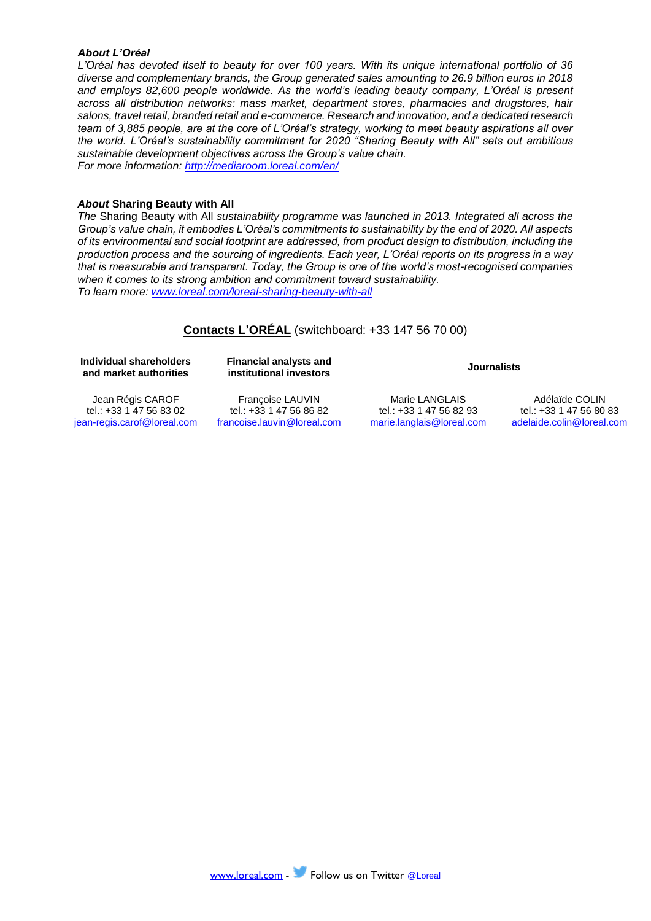***About L'Oréal***

*L'Oréal has devoted itself to beauty for over 100 years. With its unique international portfolio of 36 diverse and complementary brands, the Group generated sales amounting to 26.9 billion euros in 2018 and employs 82,600 people worldwide. As the world's leading beauty company, L'Oréal is present across all distribution networks: mass market, department stores, pharmacies and drugstores, hair salons, travel retail, branded retail and e-commerce. Research and innovation, and a dedicated research team of 3,885 people, are at the core of L'Oréal's strategy, working to meet beauty aspirations all over the world. L'Oréal's sustainability commitment for 2020 "Sharing Beauty with All" sets out ambitious sustainable development objectives across the Group's value chain.*

*For more information: [http://mediaroom.loreal.com/en/](http://mediaroom.loreal.com/en/)*

***About* Sharing Beauty with All**

*The* Sharing Beauty with All *sustainability programme was launched in 2013. Integrated all across the Group's value chain, it embodies L'Oréal's commitments to sustainability by the end of 2020. All aspects of its environmental and social footprint are addressed, from product design to distribution, including the production process and the sourcing of ingredients. Each year, L'Oréal reports on its progress in a way that is measurable and transparent. Today, the Group is one of the world's most-recognised companies when it comes to its strong ambition and commitment toward sustainability.*

*To learn more: [www.loreal.com/loreal-sharing-beauty-with-all](www.loreal.com/loreal-sharing-beauty-with-all)*

**Contacts L'ORÉAL** (switchboard: +33 147 56 70 00)

| Individual shareholders and market authorities | Financial analysts and institutional investors | Journalists | |
|---|---|---|---|
| Jean Régis CAROF<br>tel.: +33 1 47 56 83 02<br>jean-regis.carof@loreal.com | Françoise LAUVIN<br>tel.: +33 1 47 56 86 82<br>francoise.lauvin@loreal.com | Marie LANGLAIS<br>tel.: +33 1 47 56 82 93<br>marie.langlais@loreal.com | Adélaïde COLIN<br>tel.: +33 1 47 56 80 83<br>adelaide.colin@loreal.com |

[www.loreal.com](www.loreal.com) - Follow us on Twitter @Loreal